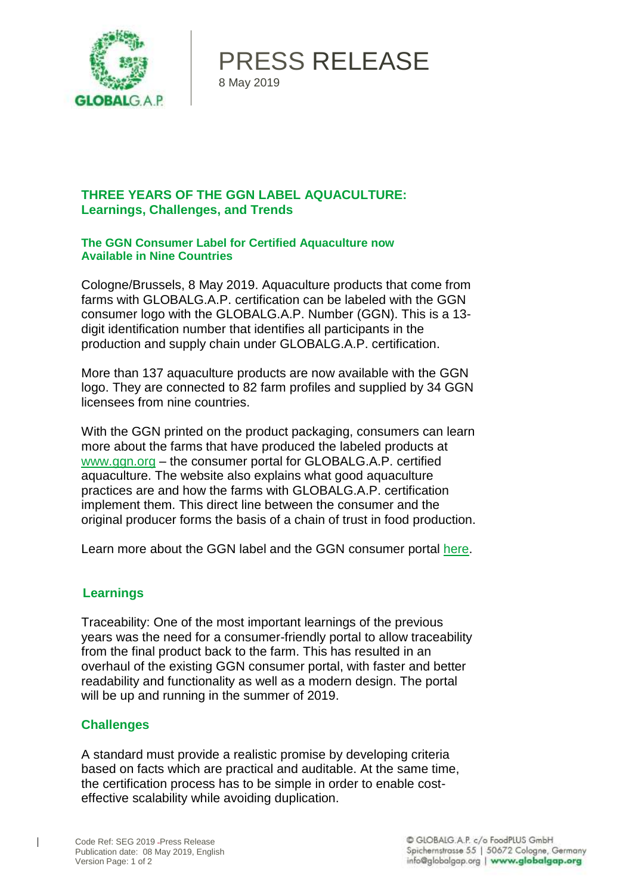# PRESS RELEASE

8 May 2019

## THREE YEARS OF THE GGN LABEL AQUACULTURE: Learnings, Challenges, and Trends

### The GGN Consumer Label for Certified Aquaculture now Available in Nine Countries

Cologne/Brussels, 8 May 2019. Aquaculture products that come from farms with GLOBALG.A.P. certification can be labeled with the GGN consumer logo with the GLOBALG.A.P. Number (GGN). This is a 13-digit identification number that identifies all participants in the production and supply chain under GLOBALG.A.P. certification.

More than 137 aquaculture products are now available with the GGN logo. They are connected to 82 farm profiles and supplied by 34 GGN licensees from nine countries.

With the GGN printed on the product packaging, consumers can learn more about the farms that have produced the labeled products at www.ggn.org – the consumer portal for GLOBALG.A.P. certified aquaculture. The website also explains what good aquaculture practices are and how the farms with GLOBALG.A.P. certification implement them. This direct line between the consumer and the original producer forms the basis of a chain of trust in food production.

Learn more about the GGN label and the GGN consumer portal here.

### Learnings

Traceability: One of the most important learnings of the previous years was the need for a consumer-friendly portal to allow traceability from the final product back to the farm. This has resulted in an overhaul of the existing GGN consumer portal, with faster and better readability and functionality as well as a modern design. The portal will be up and running in the summer of 2019.

### Challenges

A standard must provide a realistic promise by developing criteria based on facts which are practical and auditable. At the same time, the certification process has to be simple in order to enable cost-effective scalability while avoiding duplication.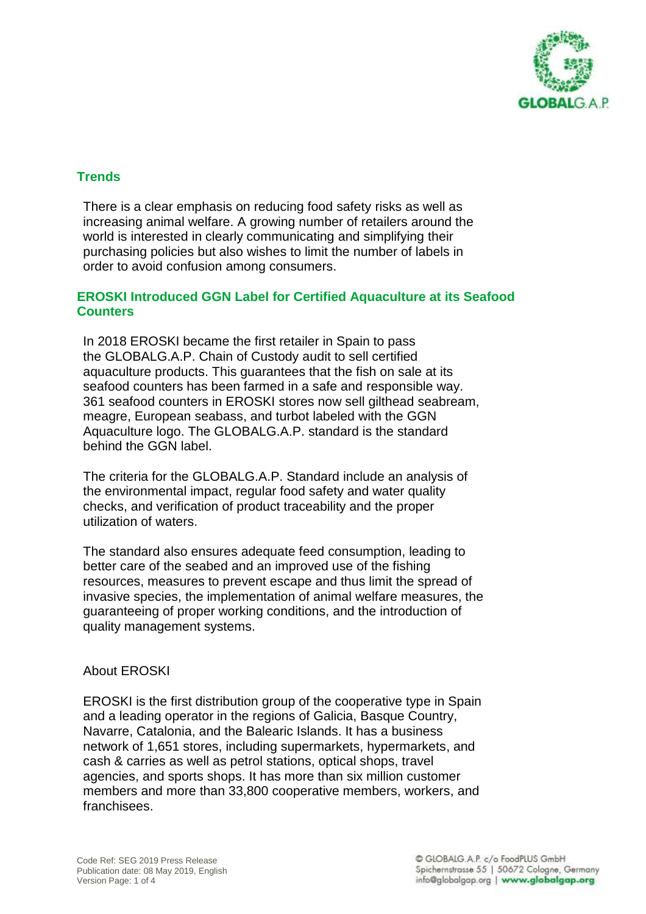## Trends

There is a clear emphasis on reducing food safety risks as well as increasing animal welfare. A growing number of retailers around the world is interested in clearly communicating and simplifying their purchasing policies but also wishes to limit the number of labels in order to avoid confusion among consumers.

## EROSKI Introduced GGN Label for Certified Aquaculture at its Seafood Counters

In 2018 EROSKI became the first retailer in Spain to pass the GLOBALG.A.P. Chain of Custody audit to sell certified aquaculture products. This guarantees that the fish on sale at its seafood counters has been farmed in a safe and responsible way. 361 seafood counters in EROSKI stores now sell gilthead seabream, meagre, European seabass, and turbot labeled with the GGN Aquaculture logo. The GLOBALG.A.P. standard is the standard behind the GGN label.

The criteria for the GLOBALG.A.P. Standard include an analysis of the environmental impact, regular food safety and water quality checks, and verification of product traceability and the proper utilization of waters.

The standard also ensures adequate feed consumption, leading to better care of the seabed and an improved use of the fishing resources, measures to prevent escape and thus limit the spread of invasive species, the implementation of animal welfare measures, the guaranteeing of proper working conditions, and the introduction of quality management systems.

About EROSKI

EROSKI is the first distribution group of the cooperative type in Spain and a leading operator in the regions of Galicia, Basque Country, Navarre, Catalonia, and the Balearic Islands. It has a business network of 1,651 stores, including supermarkets, hypermarkets, and cash & carries as well as petrol stations, optical shops, travel agencies, and sports shops. It has more than six million customer members and more than 33,800 cooperative members, workers, and franchisees.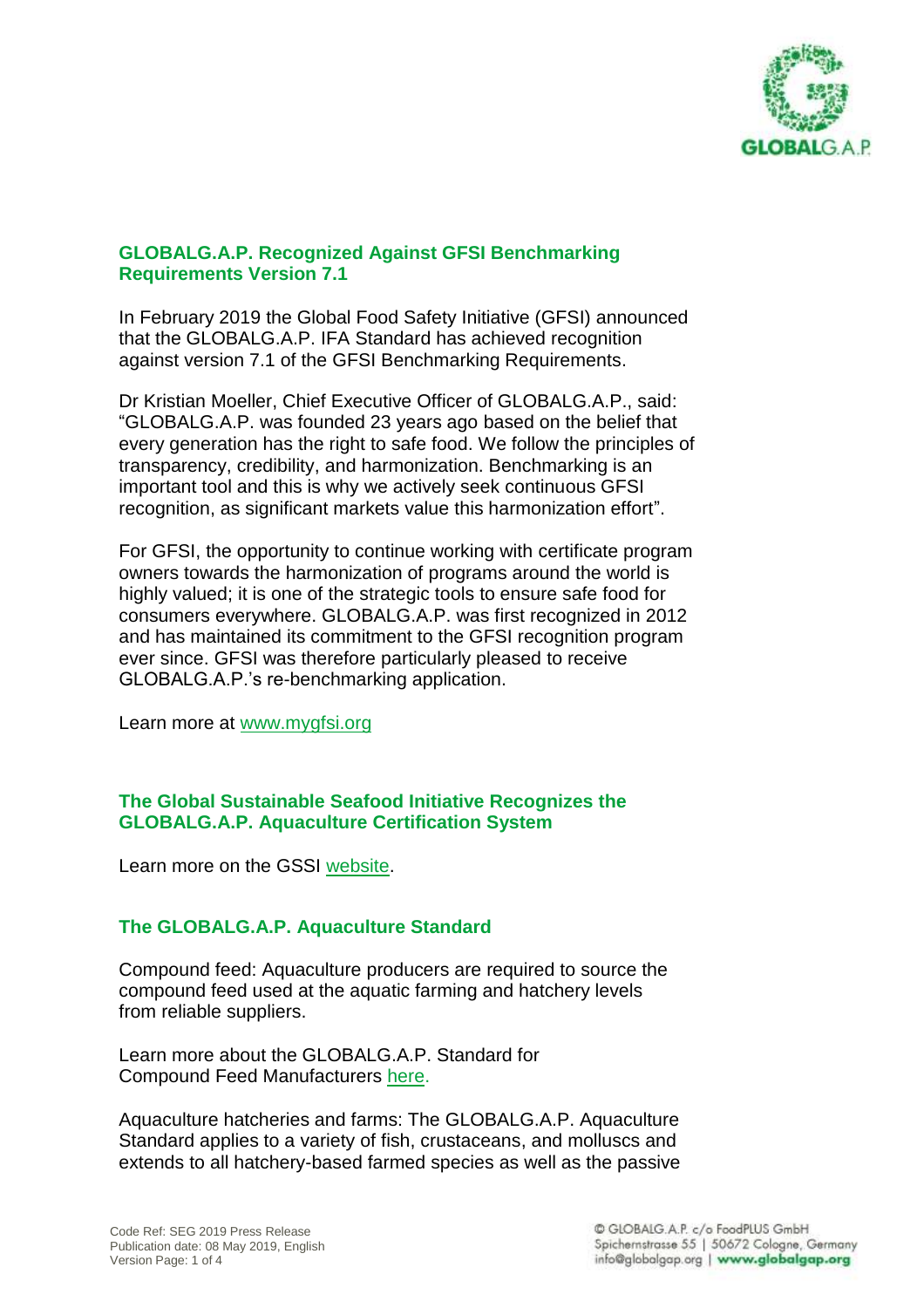## GLOBALG.A.P. Recognized Against GFSI Benchmarking Requirements Version 7.1

In February 2019 the Global Food Safety Initiative (GFSI) announced that the GLOBALG.A.P. IFA Standard has achieved recognition against version 7.1 of the GFSI Benchmarking Requirements.

Dr Kristian Moeller, Chief Executive Officer of GLOBALG.A.P., said: "GLOBALG.A.P. was founded 23 years ago based on the belief that every generation has the right to safe food. We follow the principles of transparency, credibility, and harmonization. Benchmarking is an important tool and this is why we actively seek continuous GFSI recognition, as significant markets value this harmonization effort".

For GFSI, the opportunity to continue working with certificate program owners towards the harmonization of programs around the world is highly valued; it is one of the strategic tools to ensure safe food for consumers everywhere. GLOBALG.A.P. was first recognized in 2012 and has maintained its commitment to the GFSI recognition program ever since. GFSI was therefore particularly pleased to receive GLOBALG.A.P.'s re-benchmarking application.

Learn more at [www.mygfsi.org](www.mygfsi.org)

## The Global Sustainable Seafood Initiative Recognizes the GLOBALG.A.P. Aquaculture Certification System

Learn more on the GSSI website.

## The GLOBALG.A.P. Aquaculture Standard

Compound feed: Aquaculture producers are required to source the compound feed used at the aquatic farming and hatchery levels from reliable suppliers.

Learn more about the GLOBALG.A.P. Standard for Compound Feed Manufacturers here.

Aquaculture hatcheries and farms: The GLOBALG.A.P. Aquaculture Standard applies to a variety of fish, crustaceans, and molluscs and extends to all hatchery-based farmed species as well as the passive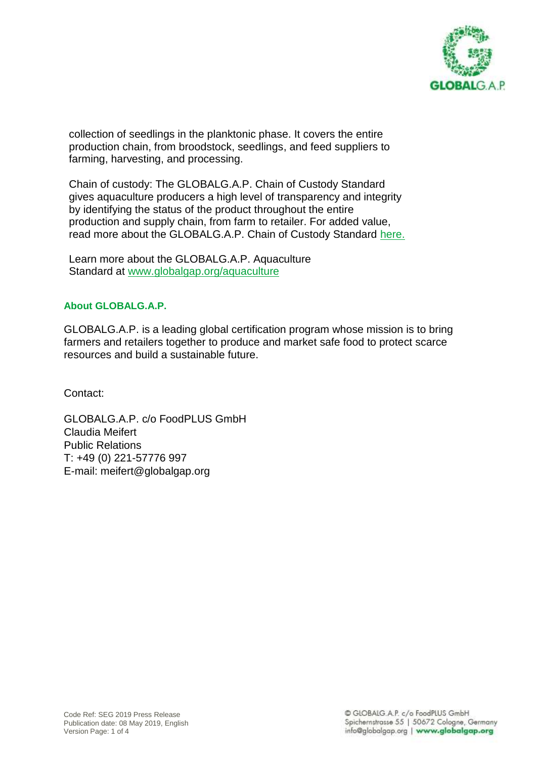collection of seedlings in the planktonic phase. It covers the entire production chain, from broodstock, seedlings, and feed suppliers to farming, harvesting, and processing.

Chain of custody: The GLOBALG.A.P. Chain of Custody Standard gives aquaculture producers a high level of transparency and integrity by identifying the status of the product throughout the entire production and supply chain, from farm to retailer. For added value, read more about the GLOBALG.A.P. Chain of Custody Standard here.

Learn more about the GLOBALG.A.P. Aquaculture Standard at www.globalgap.org/aquaculture

**About GLOBALG.A.P.**

GLOBALG.A.P. is a leading global certification program whose mission is to bring farmers and retailers together to produce and market safe food to protect scarce resources and build a sustainable future.

Contact:

GLOBALG.A.P. c/o FoodPLUS GmbH
Claudia Meifert
Public Relations
T: +49 (0) 221-57776 997
E-mail: meifert@globalgap.org